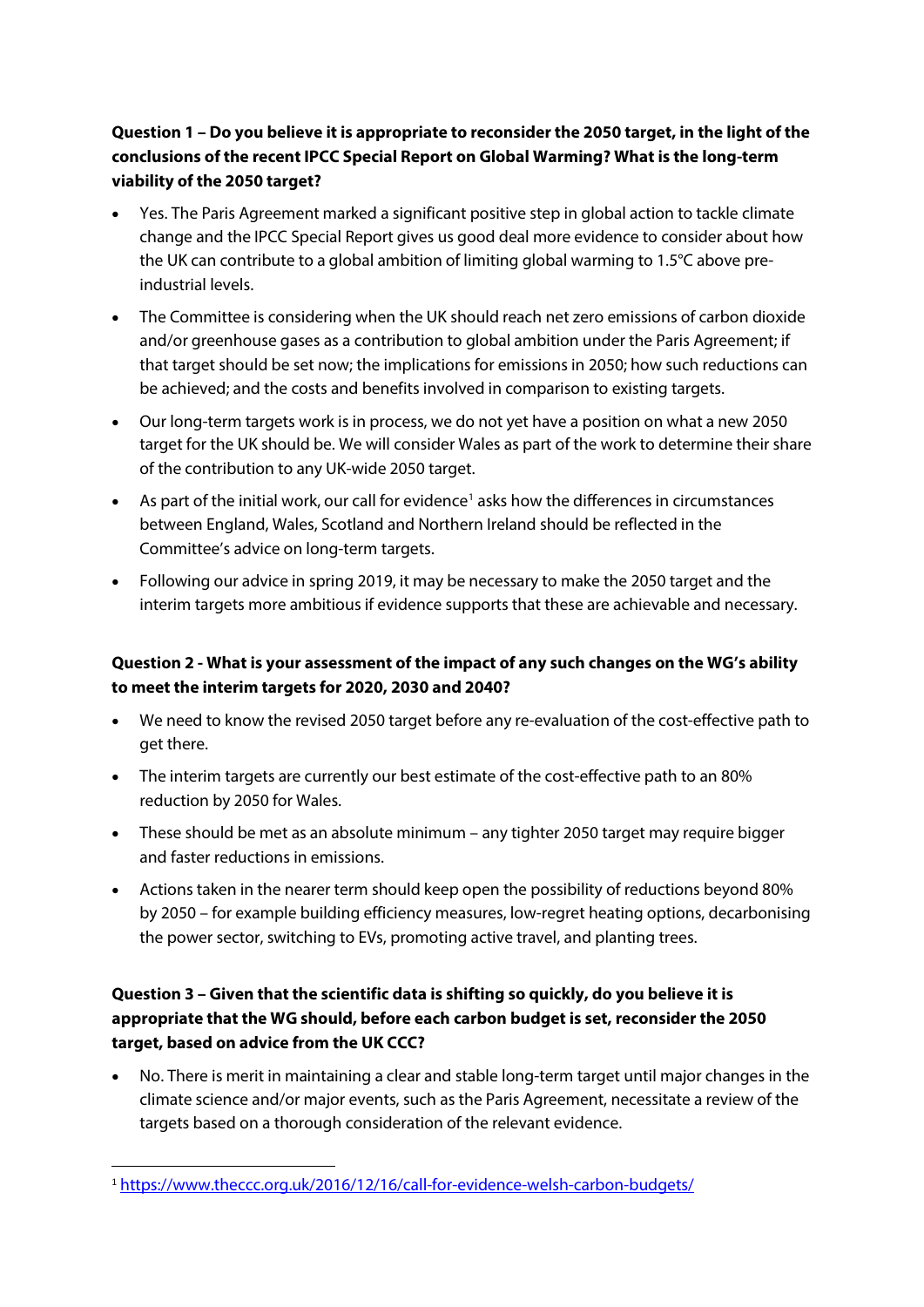**Question 1 – Do you believe it is appropriate to reconsider the 2050 target, in the light of the conclusions of the recent IPCC Special Report on Global Warming? What is the long-term viability of the 2050 target?**

- Yes. The Paris Agreement marked a significant positive step in global action to tackle climate change and the IPCC Special Report gives us good deal more evidence to consider about how the UK can contribute to a global ambition of limiting global warming to 1.5°C above pre-industrial levels.
- The Committee is considering when the UK should reach net zero emissions of carbon dioxide and/or greenhouse gases as a contribution to global ambition under the Paris Agreement; if that target should be set now; the implications for emissions in 2050; how such reductions can be achieved; and the costs and benefits involved in comparison to existing targets.
- Our long-term targets work is in process, we do not yet have a position on what a new 2050 target for the UK should be. We will consider Wales as part of the work to determine their share of the contribution to any UK-wide 2050 target.
- As part of the initial work, our call for evidence[1] asks how the differences in circumstances between England, Wales, Scotland and Northern Ireland should be reflected in the Committee's advice on long-term targets.
- Following our advice in spring 2019, it may be necessary to make the 2050 target and the interim targets more ambitious if evidence supports that these are achievable and necessary.

**Question 2 - What is your assessment of the impact of any such changes on the WG's ability to meet the interim targets for 2020, 2030 and 2040?**

- We need to know the revised 2050 target before any re-evaluation of the cost-effective path to get there.
- The interim targets are currently our best estimate of the cost-effective path to an 80% reduction by 2050 for Wales.
- These should be met as an absolute minimum – any tighter 2050 target may require bigger and faster reductions in emissions.
- Actions taken in the nearer term should keep open the possibility of reductions beyond 80% by 2050 – for example building efficiency measures, low-regret heating options, decarbonising the power sector, switching to EVs, promoting active travel, and planting trees.

**Question 3 – Given that the scientific data is shifting so quickly, do you believe it is appropriate that the WG should, before each carbon budget is set, reconsider the 2050 target, based on advice from the UK CCC?**

- No. There is merit in maintaining a clear and stable long-term target until major changes in the climate science and/or major events, such as the Paris Agreement, necessitate a review of the targets based on a thorough consideration of the relevant evidence.

---

[1] https://www.theccc.org.uk/2016/12/16/call-for-evidence-welsh-carbon-budgets/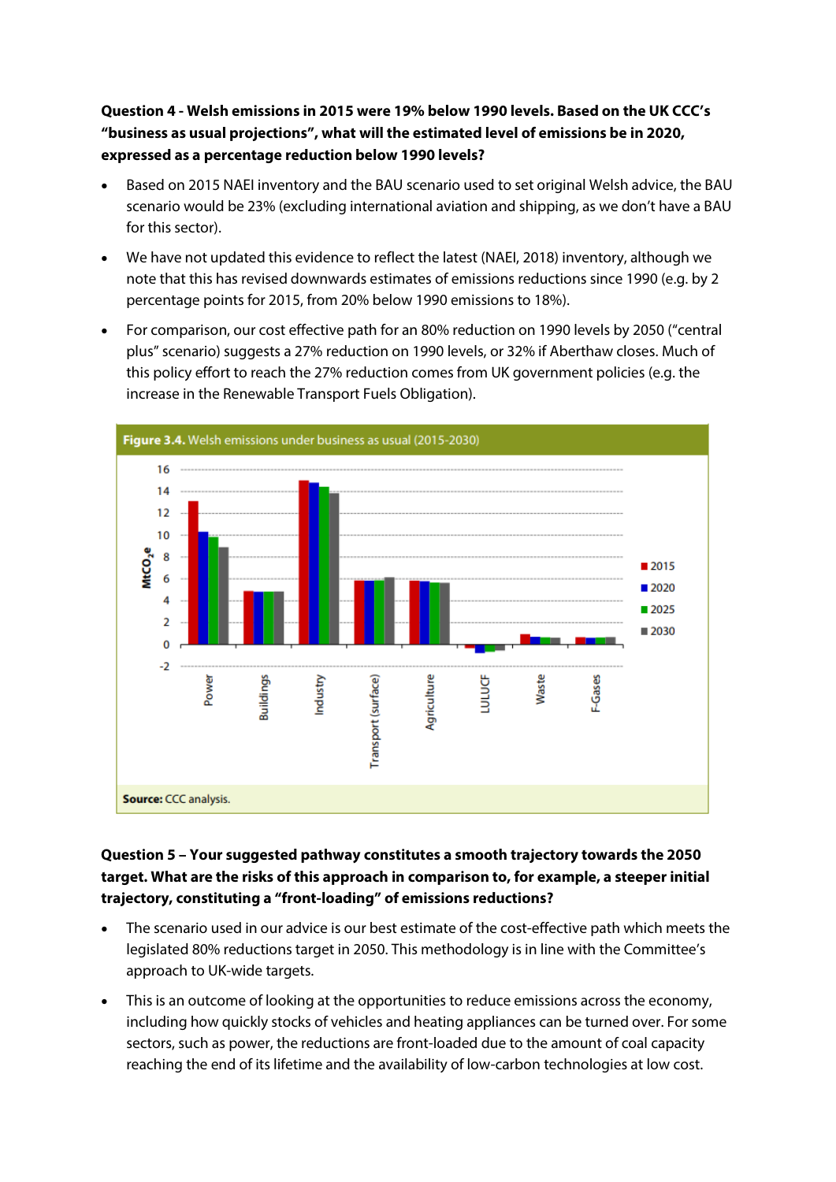**Question 4 - Welsh emissions in 2015 were 19% below 1990 levels. Based on the UK CCC's "business as usual projections", what will the estimated level of emissions be in 2020, expressed as a percentage reduction below 1990 levels?**

- Based on 2015 NAEI inventory and the BAU scenario used to set original Welsh advice, the BAU scenario would be 23% (excluding international aviation and shipping, as we don't have a BAU for this sector).
- We have not updated this evidence to reflect the latest (NAEI, 2018) inventory, although we note that this has revised downwards estimates of emissions reductions since 1990 (e.g. by 2 percentage points for 2015, from 20% below 1990 emissions to 18%).
- For comparison, our cost effective path for an 80% reduction on 1990 levels by 2050 ("central plus" scenario) suggests a 27% reduction on 1990 levels, or 32% if Aberthaw closes. Much of this policy effort to reach the 27% reduction comes from UK government policies (e.g. the increase in the Renewable Transport Fuels Obligation).

**Figure 3.4.** Welsh emissions under business as usual (2015-2030)

**Source:** CCC analysis.

**Question 5 – Your suggested pathway constitutes a smooth trajectory towards the 2050 target. What are the risks of this approach in comparison to, for example, a steeper initial trajectory, constituting a "front-loading" of emissions reductions?**

- The scenario used in our advice is our best estimate of the cost-effective path which meets the legislated 80% reductions target in 2050. This methodology is in line with the Committee's approach to UK-wide targets.
- This is an outcome of looking at the opportunities to reduce emissions across the economy, including how quickly stocks of vehicles and heating appliances can be turned over. For some sectors, such as power, the reductions are front-loaded due to the amount of coal capacity reaching the end of its lifetime and the availability of low-carbon technologies at low cost.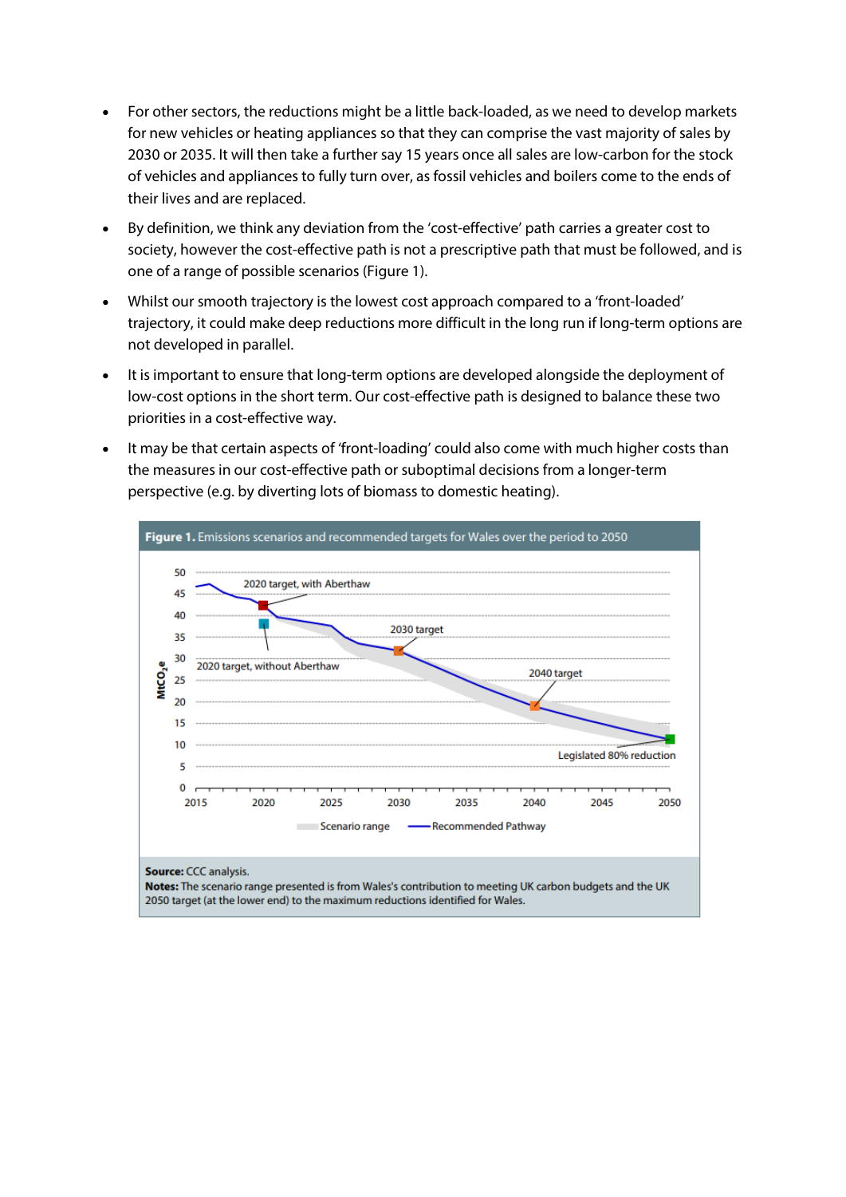- For other sectors, the reductions might be a little back-loaded, as we need to develop markets for new vehicles or heating appliances so that they can comprise the vast majority of sales by 2030 or 2035. It will then take a further say 15 years once all sales are low-carbon for the stock of vehicles and appliances to fully turn over, as fossil vehicles and boilers come to the ends of their lives and are replaced.
- By definition, we think any deviation from the 'cost-effective' path carries a greater cost to society, however the cost-effective path is not a prescriptive path that must be followed, and is one of a range of possible scenarios (Figure 1).
- Whilst our smooth trajectory is the lowest cost approach compared to a 'front-loaded' trajectory, it could make deep reductions more difficult in the long run if long-term options are not developed in parallel.
- It is important to ensure that long-term options are developed alongside the deployment of low-cost options in the short term. Our cost-effective path is designed to balance these two priorities in a cost-effective way.
- It may be that certain aspects of 'front-loading' could also come with much higher costs than the measures in our cost-effective path or suboptimal decisions from a longer-term perspective (e.g. by diverting lots of biomass to domestic heating).

**Figure 1.** Emissions scenarios and recommended targets for Wales over the period to 2050

**Source:** CCC analysis.
**Notes:** The scenario range presented is from Wales's contribution to meeting UK carbon budgets and the UK 2050 target (at the lower end) to the maximum reductions identified for Wales.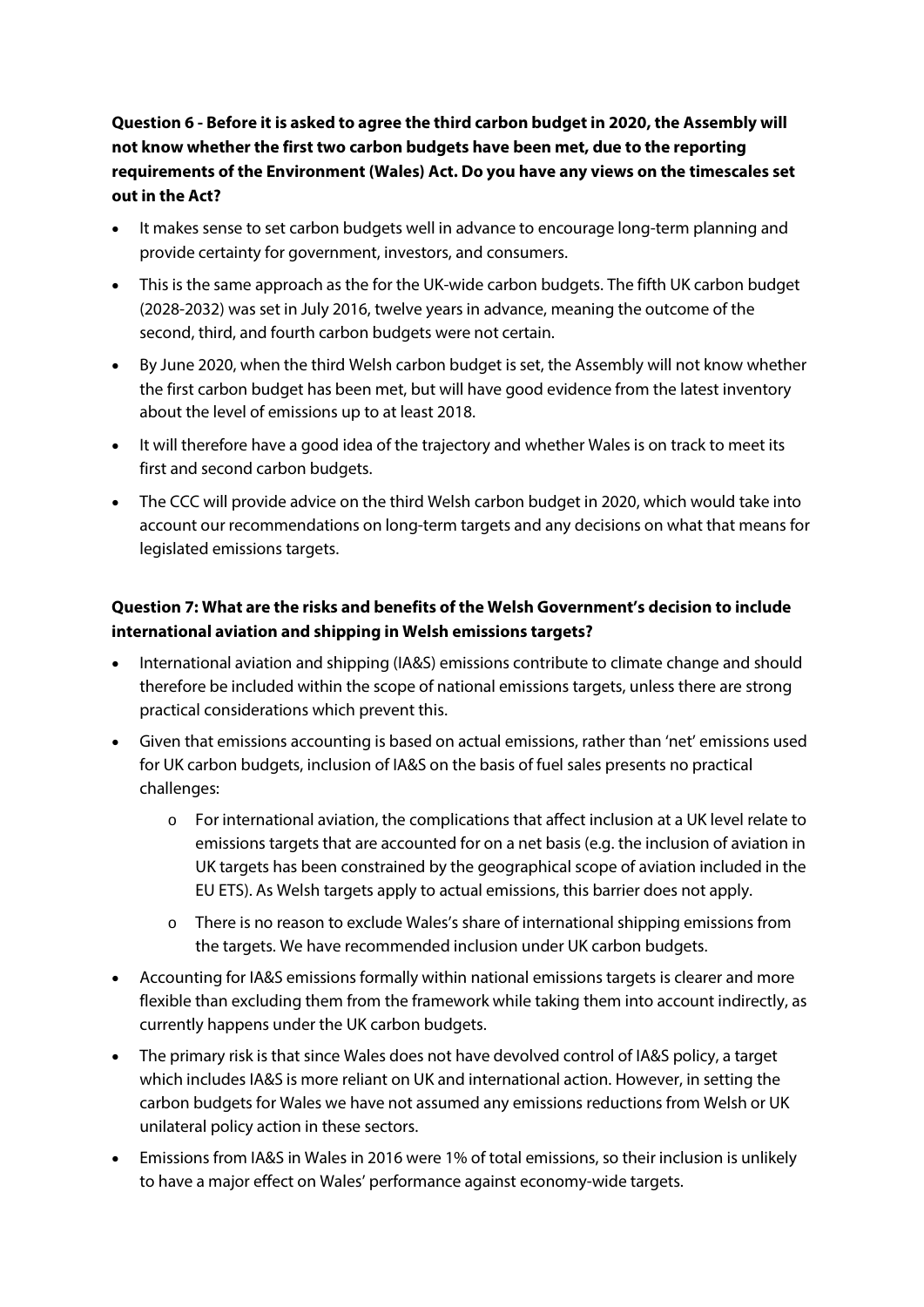**Question 6 - Before it is asked to agree the third carbon budget in 2020, the Assembly will not know whether the first two carbon budgets have been met, due to the reporting requirements of the Environment (Wales) Act. Do you have any views on the timescales set out in the Act?**

- It makes sense to set carbon budgets well in advance to encourage long-term planning and provide certainty for government, investors, and consumers.
- This is the same approach as the for the UK-wide carbon budgets. The fifth UK carbon budget (2028-2032) was set in July 2016, twelve years in advance, meaning the outcome of the second, third, and fourth carbon budgets were not certain.
- By June 2020, when the third Welsh carbon budget is set, the Assembly will not know whether the first carbon budget has been met, but will have good evidence from the latest inventory about the level of emissions up to at least 2018.
- It will therefore have a good idea of the trajectory and whether Wales is on track to meet its first and second carbon budgets.
- The CCC will provide advice on the third Welsh carbon budget in 2020, which would take into account our recommendations on long-term targets and any decisions on what that means for legislated emissions targets.

**Question 7: What are the risks and benefits of the Welsh Government's decision to include international aviation and shipping in Welsh emissions targets?**

- International aviation and shipping (IA&S) emissions contribute to climate change and should therefore be included within the scope of national emissions targets, unless there are strong practical considerations which prevent this.
- Given that emissions accounting is based on actual emissions, rather than 'net' emissions used for UK carbon budgets, inclusion of IA&S on the basis of fuel sales presents no practical challenges:
  - For international aviation, the complications that affect inclusion at a UK level relate to emissions targets that are accounted for on a net basis (e.g. the inclusion of aviation in UK targets has been constrained by the geographical scope of aviation included in the EU ETS). As Welsh targets apply to actual emissions, this barrier does not apply.
  - There is no reason to exclude Wales's share of international shipping emissions from the targets. We have recommended inclusion under UK carbon budgets.
- Accounting for IA&S emissions formally within national emissions targets is clearer and more flexible than excluding them from the framework while taking them into account indirectly, as currently happens under the UK carbon budgets.
- The primary risk is that since Wales does not have devolved control of IA&S policy, a target which includes IA&S is more reliant on UK and international action. However, in setting the carbon budgets for Wales we have not assumed any emissions reductions from Welsh or UK unilateral policy action in these sectors.
- Emissions from IA&S in Wales in 2016 were 1% of total emissions, so their inclusion is unlikely to have a major effect on Wales' performance against economy-wide targets.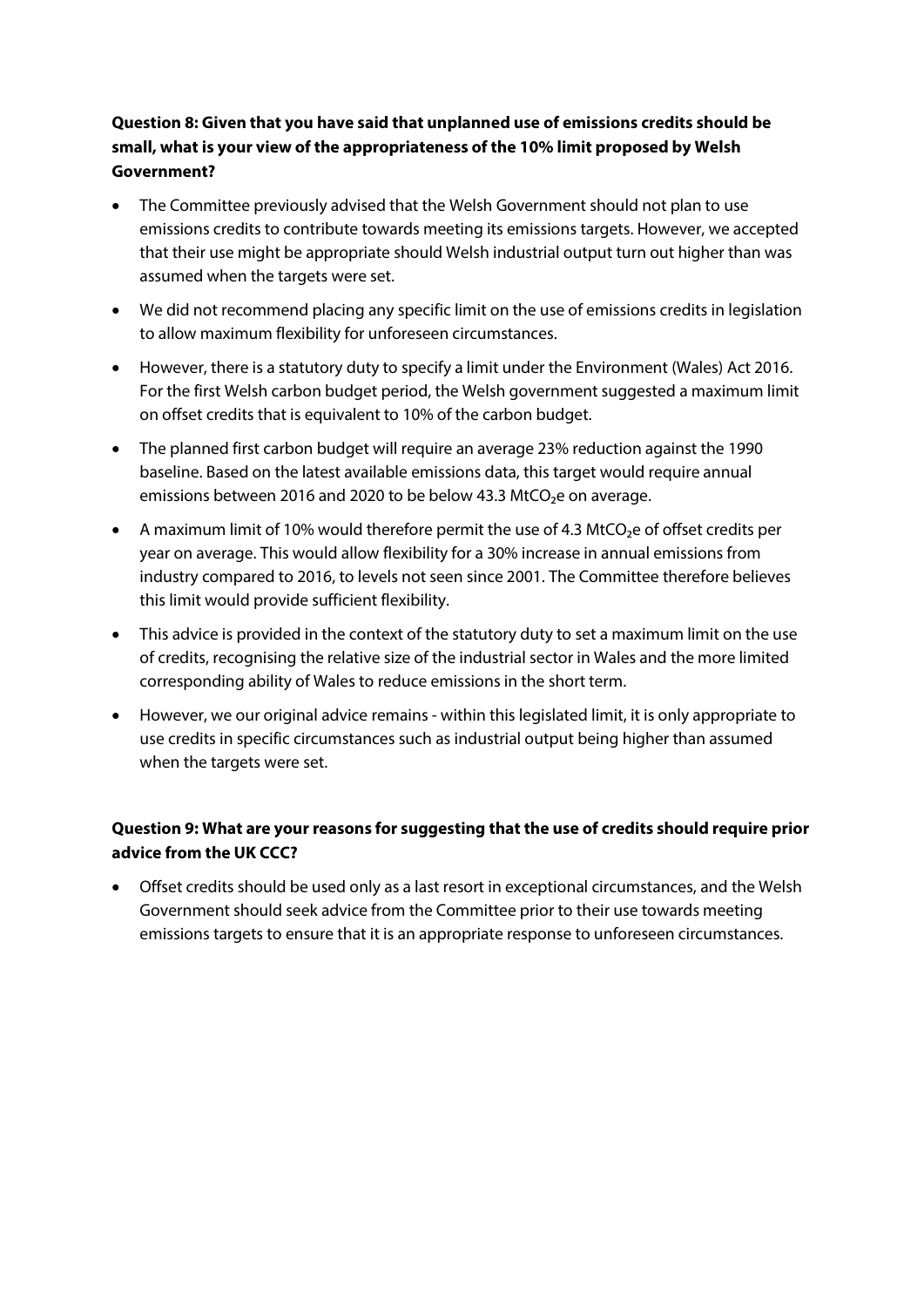**Question 8: Given that you have said that unplanned use of emissions credits should be small, what is your view of the appropriateness of the 10% limit proposed by Welsh Government?**

- The Committee previously advised that the Welsh Government should not plan to use emissions credits to contribute towards meeting its emissions targets. However, we accepted that their use might be appropriate should Welsh industrial output turn out higher than was assumed when the targets were set.
- We did not recommend placing any specific limit on the use of emissions credits in legislation to allow maximum flexibility for unforeseen circumstances.
- However, there is a statutory duty to specify a limit under the Environment (Wales) Act 2016. For the first Welsh carbon budget period, the Welsh government suggested a maximum limit on offset credits that is equivalent to 10% of the carbon budget.
- The planned first carbon budget will require an average 23% reduction against the 1990 baseline. Based on the latest available emissions data, this target would require annual emissions between 2016 and 2020 to be below 43.3 $MtCO_2e$ on average.
- A maximum limit of 10% would therefore permit the use of 4.3 $MtCO_2e$ of offset credits per year on average. This would allow flexibility for a 30% increase in annual emissions from industry compared to 2016, to levels not seen since 2001. The Committee therefore believes this limit would provide sufficient flexibility.
- This advice is provided in the context of the statutory duty to set a maximum limit on the use of credits, recognising the relative size of the industrial sector in Wales and the more limited corresponding ability of Wales to reduce emissions in the short term.
- However, we our original advice remains - within this legislated limit, it is only appropriate to use credits in specific circumstances such as industrial output being higher than assumed when the targets were set.

**Question 9: What are your reasons for suggesting that the use of credits should require prior advice from the UK CCC?**

- Offset credits should be used only as a last resort in exceptional circumstances, and the Welsh Government should seek advice from the Committee prior to their use towards meeting emissions targets to ensure that it is an appropriate response to unforeseen circumstances.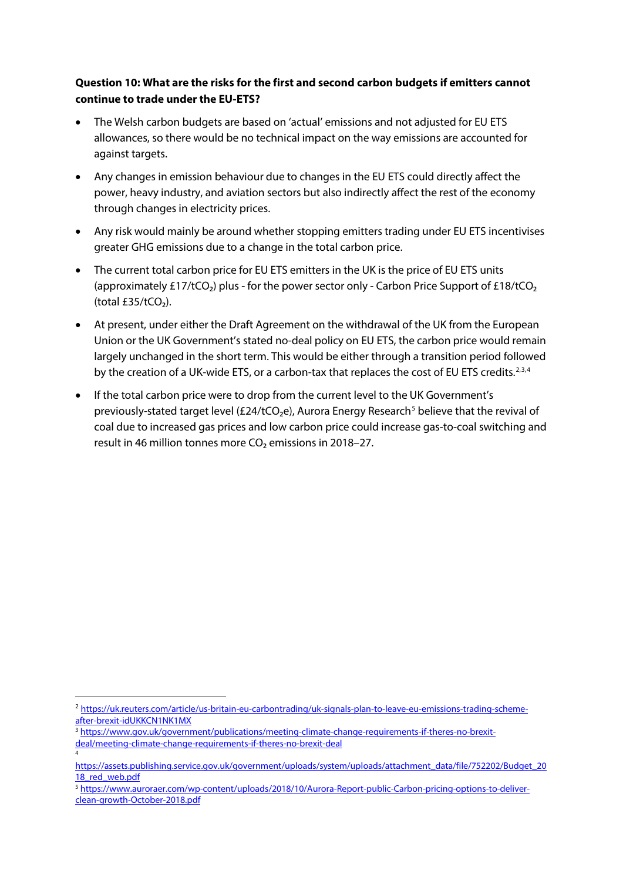**Question 10: What are the risks for the first and second carbon budgets if emitters cannot continue to trade under the EU-ETS?**

- The Welsh carbon budgets are based on 'actual' emissions and not adjusted for EU ETS allowances, so there would be no technical impact on the way emissions are accounted for against targets.
- Any changes in emission behaviour due to changes in the EU ETS could directly affect the power, heavy industry, and aviation sectors but also indirectly affect the rest of the economy through changes in electricity prices.
- Any risk would mainly be around whether stopping emitters trading under EU ETS incentivises greater GHG emissions due to a change in the total carbon price.
- The current total carbon price for EU ETS emitters in the UK is the price of EU ETS units (approximately £17/$tCO_2$) plus - for the power sector only - Carbon Price Support of £18/$tCO_2$ (total £35/$tCO_2$).
- At present, under either the Draft Agreement on the withdrawal of the UK from the European Union or the UK Government's stated no-deal policy on EU ETS, the carbon price would remain largely unchanged in the short term. This would be either through a transition period followed by the creation of a UK-wide ETS, or a carbon-tax that replaces the cost of EU ETS credits.[2,3,4]
- If the total carbon price were to drop from the current level to the UK Government's previously-stated target level (£24/$tCO_2e$), Aurora Energy Research[5] believe that the revival of coal due to increased gas prices and low carbon price could increase gas-to-coal switching and result in 46 million tonnes more $CO_2$ emissions in 2018–27.

---

[2] https://uk.reuters.com/article/us-britain-eu-carbontrading/uk-signals-plan-to-leave-eu-emissions-trading-scheme-after-brexit-idUKKCN1NK1MX

[3] https://www.gov.uk/government/publications/meeting-climate-change-requirements-if-theres-no-brexit-deal/meeting-climate-change-requirements-if-theres-no-brexit-deal

[4] https://assets.publishing.service.gov.uk/government/uploads/system/uploads/attachment_data/file/752202/Budget_2018_red_web.pdf

[5] https://www.auroraer.com/wp-content/uploads/2018/10/Aurora-Report-public-Carbon-pricing-options-to-deliver-clean-growth-October-2018.pdf